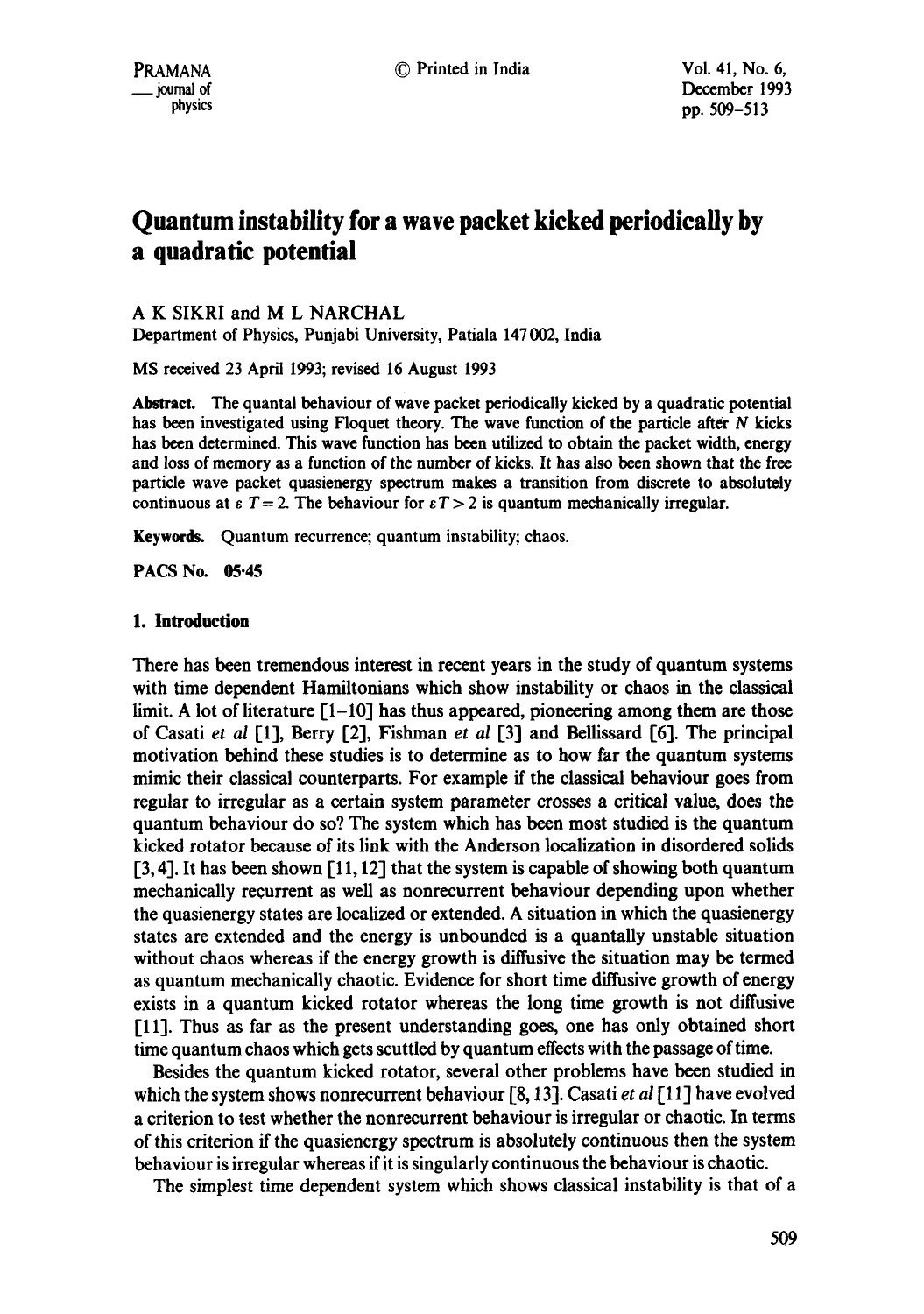# Quantum instability for a wave packet kicked periodically by a quadratic potential

A K SIKRI and M L NARCHAL

Department of Physics, Punjabi University, Patiala 147002, India

MS received 23 April 1993; revised 16 August 1993

**Abstract.** The quantal behaviour of wave packet periodically kicked by a quadratic potential has been investigated using Floquet theory. The wave function of the particle after $N$ kicks has been determined. This wave function has been utilized to obtain the packet width, energy and loss of memory as a function of the number of kicks. It has also been shown that the free particle wave packet quasienergy spectrum makes a transition from discrete to absolutely continuous at $\varepsilon T = 2$. The behaviour for $\varepsilon T > 2$ is quantum mechanically irregular.

**Keywords.** Quantum recurrence; quantum instability; chaos.

**PACS No.** 05·45

## 1. Introduction

There has been tremendous interest in recent years in the study of quantum systems with time dependent Hamiltonians which show instability or chaos in the classical limit. A lot of literature [1–10] has thus appeared, pioneering among them are those of Casati *et al* [1], Berry [2], Fishman *et al* [3] and Bellissard [6]. The principal motivation behind these studies is to determine as to how far the quantum systems mimic their classical counterparts. For example if the classical behaviour goes from regular to irregular as a certain system parameter crosses a critical value, does the quantum behaviour do so? The system which has been most studied is the quantum kicked rotator because of its link with the Anderson localization in disordered solids [3, 4]. It has been shown [11, 12] that the system is capable of showing both quantum mechanically recurrent as well as nonrecurrent behaviour depending upon whether the quasienergy states are localized or extended. A situation in which the quasienergy states are extended and the energy is unbounded is a quantally unstable situation without chaos whereas if the energy growth is diffusive the situation may be termed as quantum mechanically chaotic. Evidence for short time diffusive growth of energy exists in a quantum kicked rotator whereas the long time growth is not diffusive [11]. Thus as far as the present understanding goes, one has only obtained short time quantum chaos which gets scuttled by quantum effects with the passage of time.

Besides the quantum kicked rotator, several other problems have been studied in which the system shows nonrecurrent behaviour [8, 13]. Casati *et al* [11] have evolved a criterion to test whether the nonrecurrent behaviour is irregular or chaotic. In terms of this criterion if the quasienergy spectrum is absolutely continuous then the system behaviour is irregular whereas if it is singularly continuous the behaviour is chaotic.

The simplest time dependent system which shows classical instability is that of a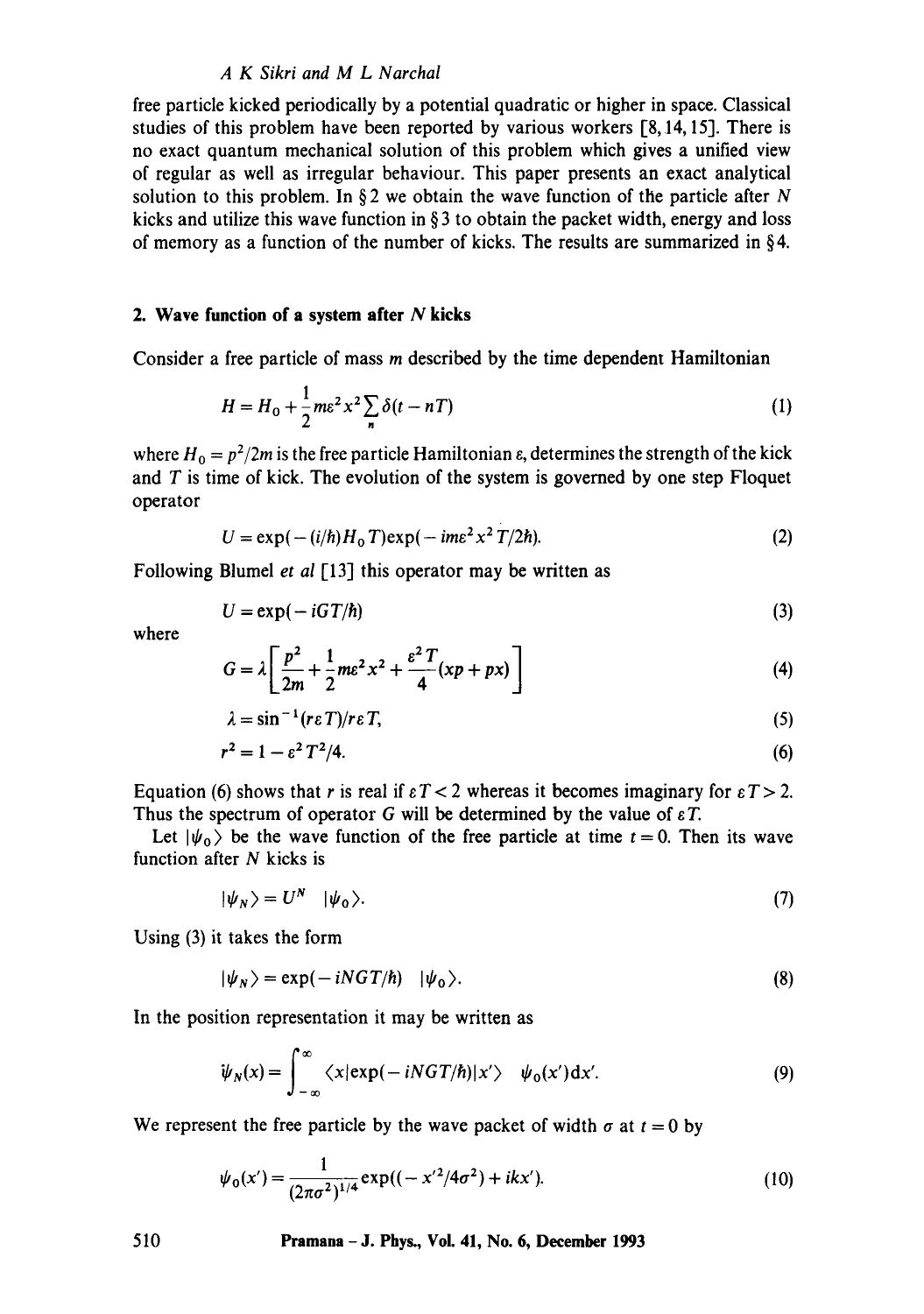free particle kicked periodically by a potential quadratic or higher in space. Classical studies of this problem have been reported by various workers [8, 14, 15]. There is no exact quantum mechanical solution of this problem which gives a unified view of regular as well as irregular behaviour. This paper presents an exact analytical solution to this problem. In § 2 we obtain the wave function of the particle after $N$ kicks and utilize this wave function in § 3 to obtain the packet width, energy and loss of memory as a function of the number of kicks. The results are summarized in § 4.

## 2. Wave function of a system after $N$ kicks

Consider a free particle of mass $m$ described by the time dependent Hamiltonian

$$H = H_0 + \frac{1}{2} m\varepsilon^2 x^2 \sum_n \delta(t - nT) \tag{1}$$

where $H_0 = p^2/2m$ is the free particle Hamiltonian $\varepsilon$, determines the strength of the kick and $T$ is time of kick. The evolution of the system is governed by one step Floquet operator

$$U = \exp(-(i/\hbar) H_0 T) \exp(-im\varepsilon^2 x^2 T/2\hbar). \tag{2}$$

Following Blumel *et al* [13] this operator may be written as

$$U = \exp(-iGT/\hbar) \tag{3}$$

where

$$G = \lambda \left[ \frac{p^2}{2m} + \frac{1}{2} m\varepsilon^2 x^2 + \frac{\varepsilon^2 T}{4}(xp + px) \right] \tag{4}$$

$$\lambda = \sin^{-1}(r\varepsilon T)/r\varepsilon T, \tag{5}$$

$$r^2 = 1 - \varepsilon^2 T^2/4. \tag{6}$$

Equation (6) shows that $r$ is real if $\varepsilon T < 2$ whereas it becomes imaginary for $\varepsilon T > 2$. Thus the spectrum of operator $G$ will be determined by the value of $\varepsilon T$.

Let $|\psi_0\rangle$ be the wave function of the free particle at time $t = 0$. Then its wave function after $N$ kicks is

$$|\psi_N\rangle = U^N \quad |\psi_0\rangle. \tag{7}$$

Using (3) it takes the form

$$|\psi_N\rangle = \exp(-iNGT/\hbar) \quad |\psi_0\rangle. \tag{8}$$

In the position representation it may be written as

$$\psi_N(x) = \int_{-\infty}^{\infty} \langle x|\exp(-iNGT/\hbar)|x'\rangle \quad \psi_0(x')\,dx'. \tag{9}$$

We represent the free particle by the wave packet of width $\sigma$ at $t = 0$ by

$$\psi_0(x') = \frac{1}{(2\pi\sigma^2)^{1/4}} \exp((-x'^2/4\sigma^2) + ikx'). \tag{10}$$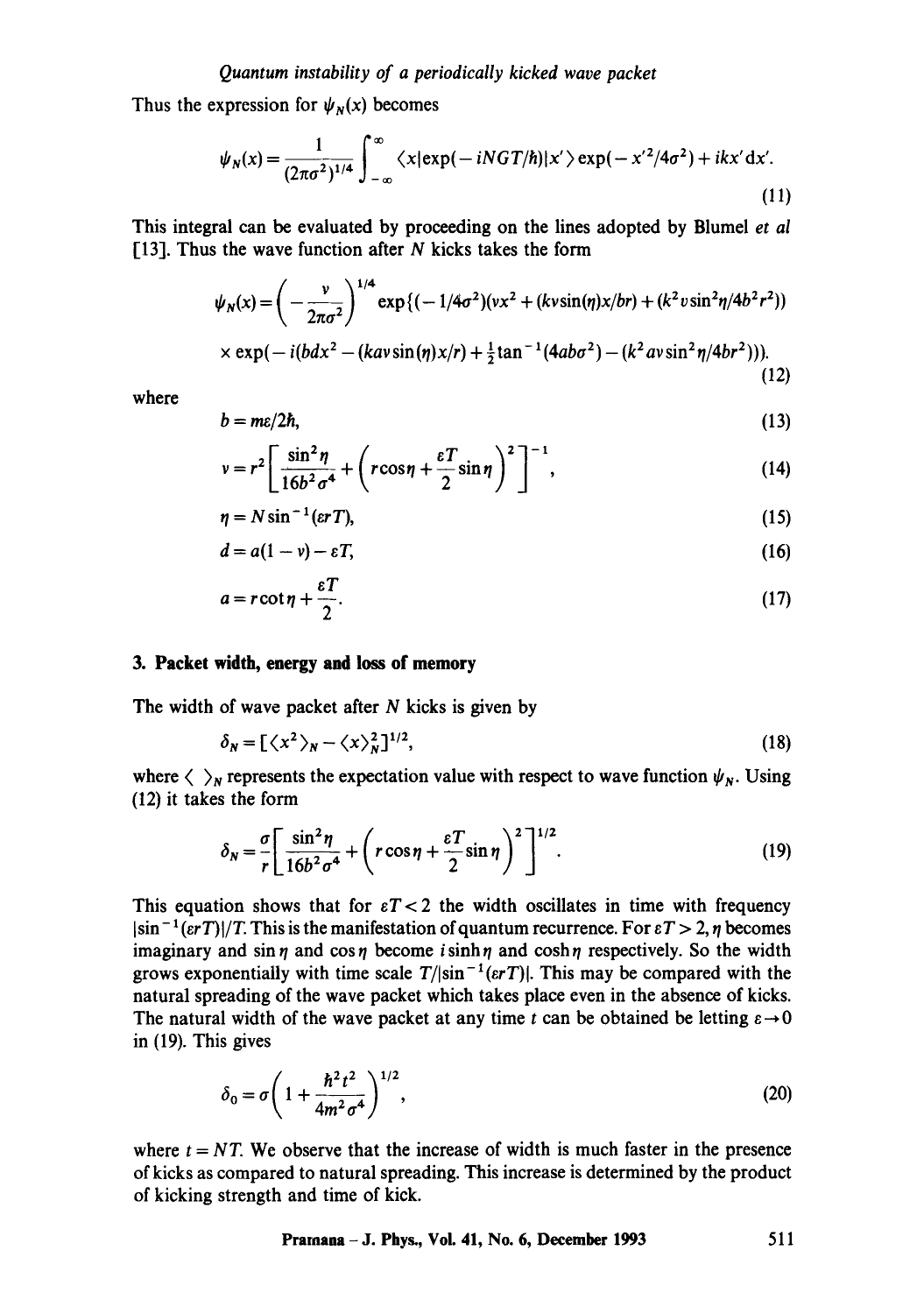Thus the expression for $\psi_N(x)$ becomes

$$\psi_N(x) = \frac{1}{(2\pi\sigma^2)^{1/4}} \int_{-\infty}^{\infty} \langle x | \exp(-iNGT/\hbar) | x' \rangle \exp(-x'^2/4\sigma^2) + ikx' \mathrm{d}x'. \tag{11}$$

This integral can be evaluated by proceeding on the lines adopted by Blumel *et al* [13]. Thus the wave function after $N$ kicks takes the form

$$\psi_N(x) = \left(-\frac{v}{2\pi\sigma^2}\right)^{1/4} \exp\{(-1/4\sigma^2)(vx^2 + (kv\sin(\eta)x/br) + (k^2 v \sin^2\eta/4b^2r^2))$$
$$\times \exp(-i(bdx^2 - (kav\sin(\eta)x/r) + \tfrac{1}{2}\tan^{-1}(4ab\sigma^2) - (k^2 av\sin^2\eta/4br^2))). \tag{12}$$

where

$$b = m\varepsilon/2\hbar, \tag{13}$$

$$v = r^2\left[\frac{\sin^2\eta}{16b^2\sigma^4} + \left(r\cos\eta + \frac{\varepsilon T}{2}\sin\eta\right)^2\right]^{-1}, \tag{14}$$

$$\eta = N\sin^{-1}(\varepsilon r T), \tag{15}$$

$$d = a(1 - v) - \varepsilon T, \tag{16}$$

$$a = r\cot\eta + \frac{\varepsilon T}{2}. \tag{17}$$

## 3. Packet width, energy and loss of memory

The width of wave packet after $N$ kicks is given by

$$\delta_N = [\langle x^2 \rangle_N - \langle x \rangle_N^2]^{1/2}, \tag{18}$$

where $\langle\ \rangle_N$ represents the expectation value with respect to wave function $\psi_N$. Using (12) it takes the form

$$\delta_N = \frac{\sigma}{r}\left[\frac{\sin^2\eta}{16b^2\sigma^4} + \left(r\cos\eta + \frac{\varepsilon T}{2}\sin\eta\right)^2\right]^{1/2}. \tag{19}$$

This equation shows that for $\varepsilon T < 2$ the width oscillates in time with frequency $|\sin^{-1}(\varepsilon r T)|/T$. This is the manifestation of quantum recurrence. For $\varepsilon T > 2$, $\eta$ becomes imaginary and $\sin\eta$ and $\cos\eta$ become $i\sinh\eta$ and $\cosh\eta$ respectively. So the width grows exponentially with time scale $T/|\sin^{-1}(\varepsilon r T)|$. This may be compared with the natural spreading of the wave packet which takes place even in the absence of kicks. The natural width of the wave packet at any time $t$ can be obtained be letting $\varepsilon \to 0$ in (19). This gives

$$\delta_0 = \sigma\left(1 + \frac{\hbar^2 t^2}{4m^2\sigma^4}\right)^{1/2}, \tag{20}$$

where $t = NT$. We observe that the increase of width is much faster in the presence of kicks as compared to natural spreading. This increase is determined by the product of kicking strength and time of kick.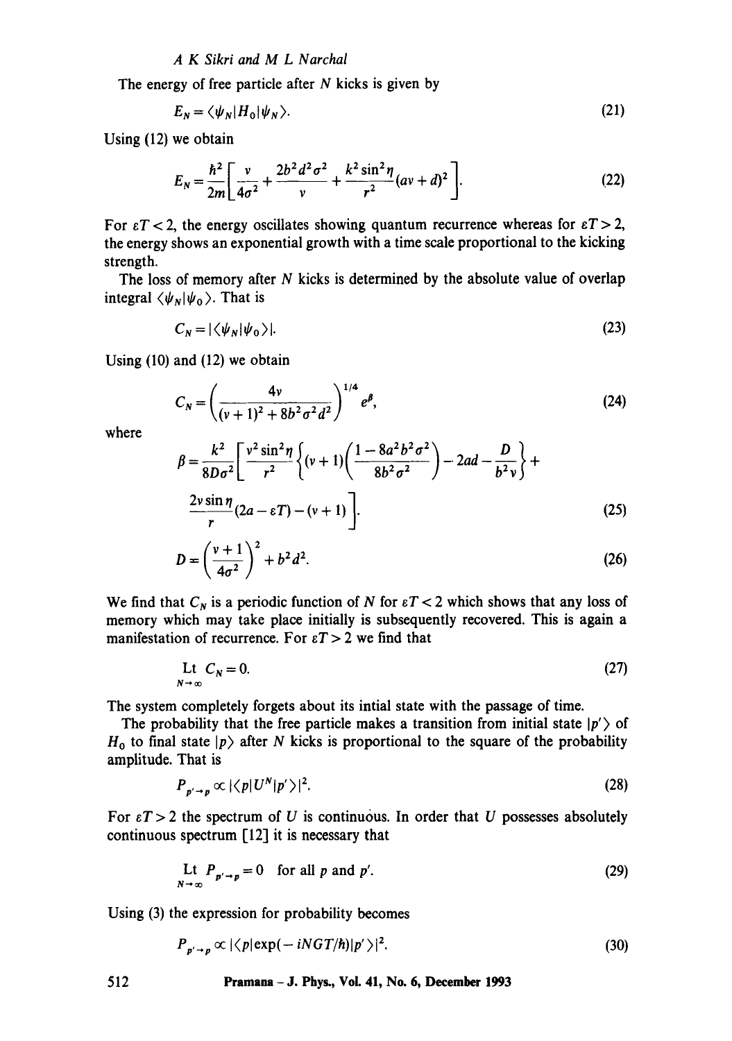The energy of free particle after $N$ kicks is given by

$$E_N = \langle \psi_N | H_0 | \psi_N \rangle. \tag{21}$$

Using (12) we obtain

$$E_N = \frac{\hbar^2}{2m}\left[\frac{v}{4\sigma^2} + \frac{2b^2 d^2 \sigma^2}{v} + \frac{k^2 \sin^2\eta}{r^2}(av + d)^2\right]. \tag{22}$$

For $\varepsilon T < 2$, the energy oscillates showing quantum recurrence whereas for $\varepsilon T > 2$, the energy shows an exponential growth with a time scale proportional to the kicking strength.

The loss of memory after $N$ kicks is determined by the absolute value of overlap integral $\langle \psi_N | \psi_0 \rangle$. That is

$$C_N = |\langle \psi_N | \psi_0 \rangle|. \tag{23}$$

Using (10) and (12) we obtain

$$C_N = \left(\frac{4v}{(v+1)^2 + 8b^2\sigma^2 d^2}\right)^{1/4} e^{\beta}, \tag{24}$$

where

$$\beta = \frac{k^2}{8D\sigma^2}\left[\frac{v^2 \sin^2\eta}{r^2}\left\{(v+1)\left(\frac{1 - 8a^2b^2\sigma^2}{8b^2\sigma^2}\right) - 2ad - \frac{D}{b^2 v}\right\} + \frac{2v\sin\eta}{r}(2a - \varepsilon T) - (v+1)\right]. \tag{25}$$

$$D = \left(\frac{v+1}{4\sigma^2}\right)^2 + b^2 d^2. \tag{26}$$

We find that $C_N$ is a periodic function of $N$ for $\varepsilon T < 2$ which shows that any loss of memory which may take place initially is subsequently recovered. This is again a manifestation of recurrence. For $\varepsilon T > 2$ we find that

$$\operatorname*{Lt}_{N\to\infty} C_N = 0. \tag{27}$$

The system completely forgets about its intial state with the passage of time.

The probability that the free particle makes a transition from initial state $|p'\rangle$ of $H_0$ to final state $|p\rangle$ after $N$ kicks is proportional to the square of the probability amplitude. That is

$$P_{p' \to p} \propto |\langle p | U^N | p' \rangle|^2. \tag{28}$$

For $\varepsilon T > 2$ the spectrum of $U$ is continuous. In order that $U$ possesses absolutely continuous spectrum [12] it is necessary that

$$\operatorname*{Lt}_{N\to\infty} P_{p' \to p} = 0 \quad \text{for all } p \text{ and } p'. \tag{29}$$

Using (3) the expression for probability becomes

$$P_{p' \to p} \propto |\langle p | \exp(-iNGT/\hbar) | p' \rangle|^2. \tag{30}$$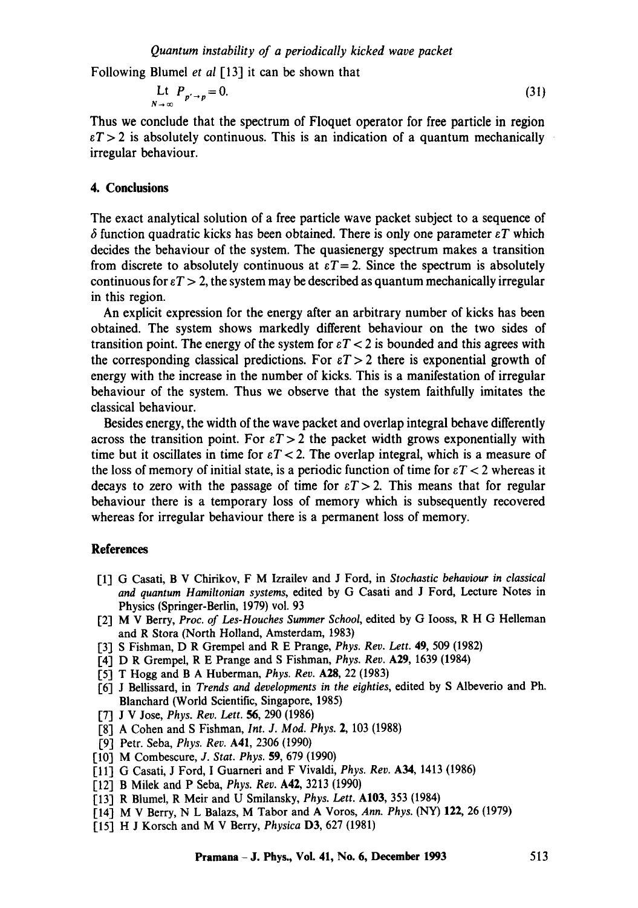Following Blumel *et al* [13] it can be shown that

$$\operatorname*{Lt}_{N \to \infty} P_{p' \to p} = 0. \tag{31}$$

Thus we conclude that the spectrum of Floquet operator for free particle in region $\varepsilon T > 2$ is absolutely continuous. This is an indication of a quantum mechanically irregular behaviour.

## 4. Conclusions

The exact analytical solution of a free particle wave packet subject to a sequence of $\delta$ function quadratic kicks has been obtained. There is only one parameter $\varepsilon T$ which decides the behaviour of the system. The quasienergy spectrum makes a transition from discrete to absolutely continuous at $\varepsilon T = 2$. Since the spectrum is absolutely continuous for $\varepsilon T > 2$, the system may be described as quantum mechanically irregular in this region.

An explicit expression for the energy after an arbitrary number of kicks has been obtained. The system shows markedly different behaviour on the two sides of transition point. The energy of the system for $\varepsilon T < 2$ is bounded and this agrees with the corresponding classical predictions. For $\varepsilon T > 2$ there is exponential growth of energy with the increase in the number of kicks. This is a manifestation of irregular behaviour of the system. Thus we observe that the system faithfully imitates the classical behaviour.

Besides energy, the width of the wave packet and overlap integral behave differently across the transition point. For $\varepsilon T > 2$ the packet width grows exponentially with time but it oscillates in time for $\varepsilon T < 2$. The overlap integral, which is a measure of the loss of memory of initial state, is a periodic function of time for $\varepsilon T < 2$ whereas it decays to zero with the passage of time for $\varepsilon T > 2$. This means that for regular behaviour there is a temporary loss of memory which is subsequently recovered whereas for irregular behaviour there is a permanent loss of memory.

## References

[1] G Casati, B V Chirikov, F M Izrailev and J Ford, in *Stochastic behaviour in classical and quantum Hamiltonian systems*, edited by G Casati and J Ford, Lecture Notes in Physics (Springer-Berlin, 1979) vol. 93

[2] M V Berry, *Proc. of Les-Houches Summer School*, edited by G Iooss, R H G Helleman and R Stora (North Holland, Amsterdam, 1983)

[3] S Fishman, D R Grempel and R E Prange, *Phys. Rev. Lett.* **49**, 509 (1982)

[4] D R Grempel, R E Prange and S Fishman, *Phys. Rev.* **A29**, 1639 (1984)

[5] T Hogg and B A Huberman, *Phys. Rev.* **A28**, 22 (1983)

[6] J Bellissard, in *Trends and developments in the eighties*, edited by S Albeverio and Ph. Blanchard (World Scientific, Singapore, 1985)

[7] J V Jose, *Phys. Rev. Lett.* **56**, 290 (1986)

[8] A Cohen and S Fishman, *Int. J. Mod. Phys.* **2**, 103 (1988)

[9] Petr. Seba, *Phys. Rev.* **A41**, 2306 (1990)

[10] M Combescure, *J. Stat. Phys.* **59**, 679 (1990)

[11] G Casati, J Ford, I Guarneri and F Vivaldi, *Phys. Rev.* **A34**, 1413 (1986)

[12] B Milek and P Seba, *Phys. Rev.* **A42**, 3213 (1990)

[13] R Blumel, R Meir and U Smilansky, *Phys. Lett.* **A103**, 353 (1984)

[14] M V Berry, N L Balazs, M Tabor and A Voros, *Ann. Phys.* (NY) **122**, 26 (1979)

[15] H J Korsch and M V Berry, *Physica* **D3**, 627 (1981)